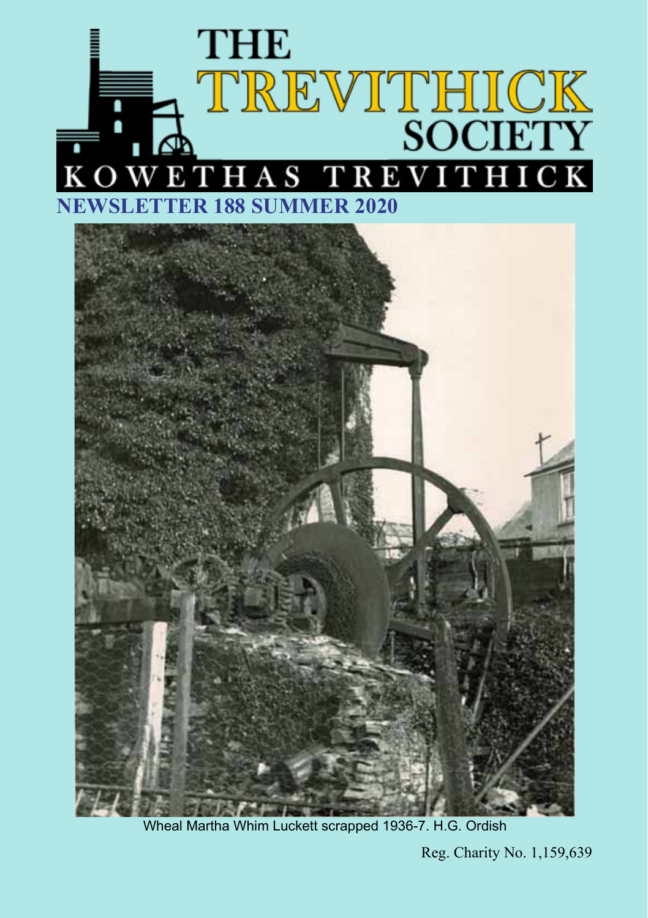# THE TREVITHICK SOCIETY

## KOWETHAS TREVITHICK

## NEWSLETTER 188 SUMMER 2020

Wheal Martha Whim Luckett scrapped 1936-7. H.G. Ordish

Reg. Charity No. 1,159,639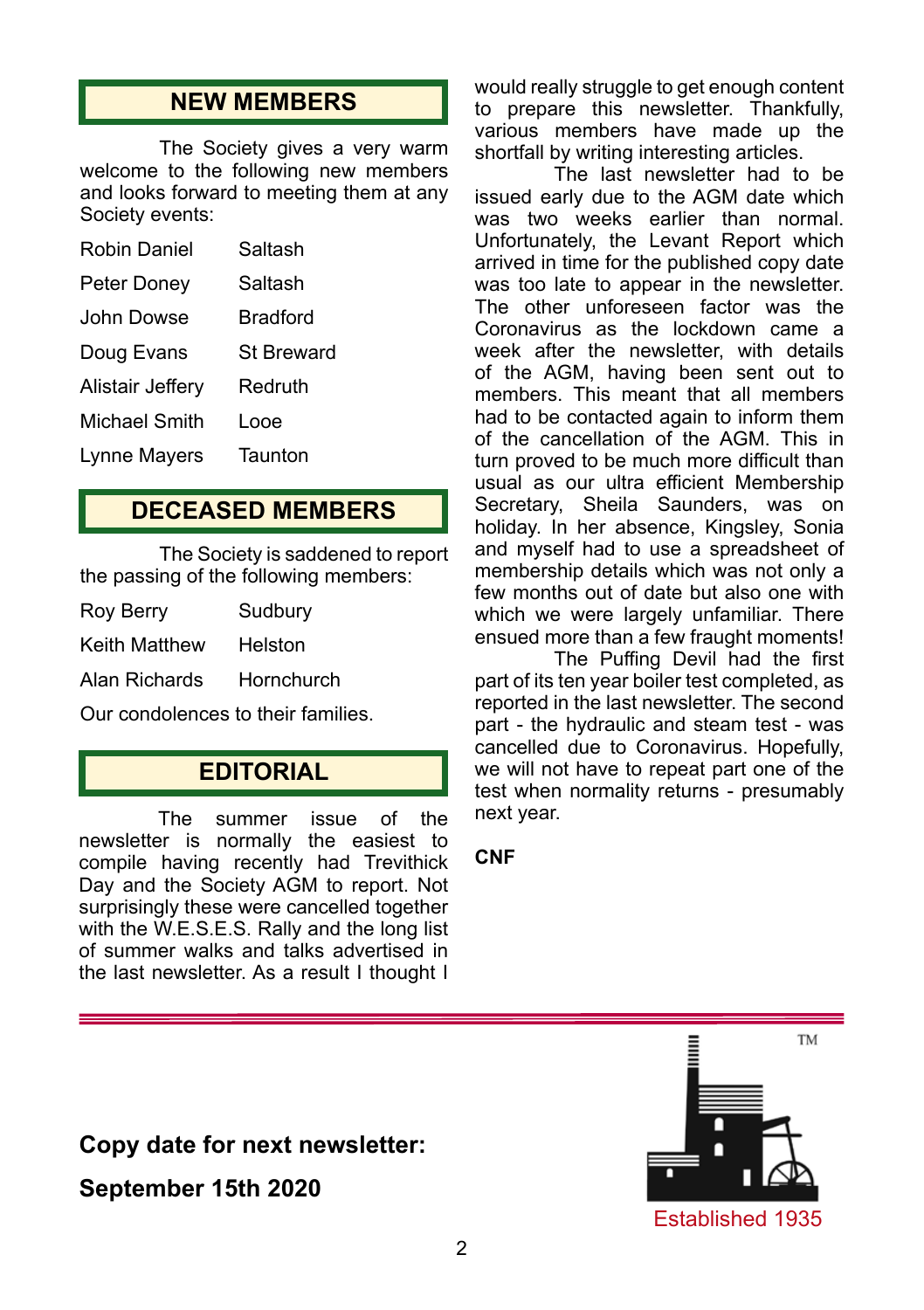## NEW MEMBERS

The Society gives a very warm welcome to the following new members and looks forward to meeting them at any Society events:

| | |
|---|---|
| Robin Daniel | Saltash |
| Peter Doney | Saltash |
| John Dowse | Bradford |
| Doug Evans | St Breward |
| Alistair Jeffery | Redruth |
| Michael Smith | Looe |
| Lynne Mayers | Taunton |

## DECEASED MEMBERS

The Society is saddened to report the passing of the following members:

| | |
|---|---|
| Roy Berry | Sudbury |
| Keith Matthew | Helston |
| Alan Richards | Hornchurch |

Our condolences to their families.

## EDITORIAL

The summer issue of the newsletter is normally the easiest to compile having recently had Trevithick Day and the Society AGM to report. Not surprisingly these were cancelled together with the W.E.S.E.S. Rally and the long list of summer walks and talks advertised in the last newsletter. As a result I thought I would really struggle to get enough content to prepare this newsletter. Thankfully, various members have made up the shortfall by writing interesting articles.

The last newsletter had to be issued early due to the AGM date which was two weeks earlier than normal. Unfortunately, the Levant Report which arrived in time for the published copy date was too late to appear in the newsletter. The other unforeseen factor was the Coronavirus as the lockdown came a week after the newsletter, with details of the AGM, having been sent out to members. This meant that all members had to be contacted again to inform them of the cancellation of the AGM. This in turn proved to be much more difficult than usual as our ultra efficient Membership Secretary, Sheila Saunders, was on holiday. In her absence, Kingsley, Sonia and myself had to use a spreadsheet of membership details which was not only a few months out of date but also one with which we were largely unfamiliar. There ensued more than a few fraught moments!

The Puffing Devil had the first part of its ten year boiler test completed, as reported in the last newsletter. The second part - the hydraulic and steam test - was cancelled due to Coronavirus. Hopefully, we will not have to repeat part one of the test when normality returns - presumably next year.

**CNF**

**Copy date for next newsletter:**

**September 15th 2020**

TM

Established 1935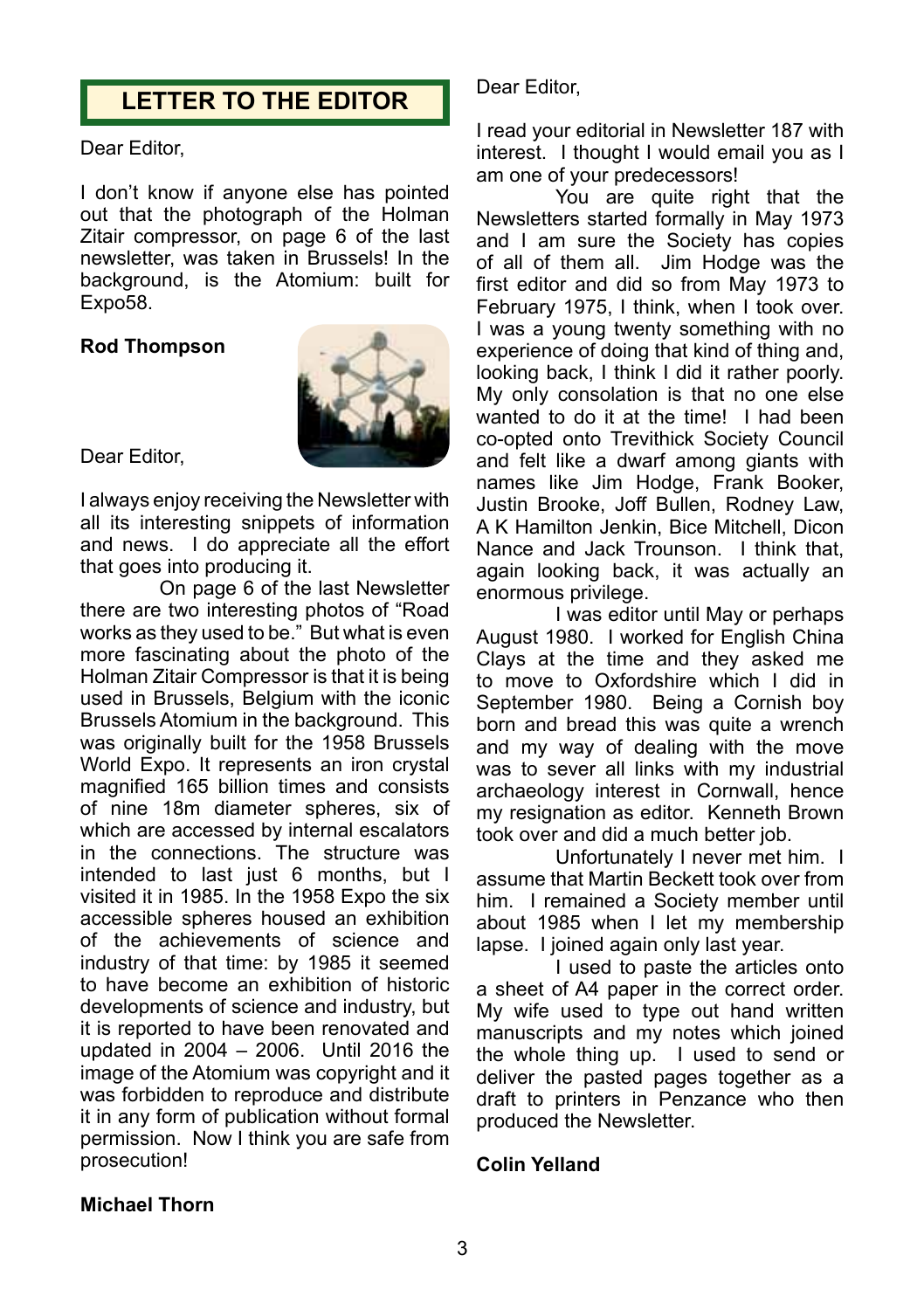## LETTER TO THE EDITOR

Dear Editor,

I don't know if anyone else has pointed out that the photograph of the Holman Zitair compressor, on page 6 of the last newsletter, was taken in Brussels! In the background, is the Atomium: built for Expo58.

**Rod Thompson**

Dear Editor,

I always enjoy receiving the Newsletter with all its interesting snippets of information and news. I do appreciate all the effort that goes into producing it.

On page 6 of the last Newsletter there are two interesting photos of "Road works as they used to be." But what is even more fascinating about the photo of the Holman Zitair Compressor is that it is being used in Brussels, Belgium with the iconic Brussels Atomium in the background. This was originally built for the 1958 Brussels World Expo. It represents an iron crystal magnified 165 billion times and consists of nine 18m diameter spheres, six of which are accessed by internal escalators in the connections. The structure was intended to last just 6 months, but I visited it in 1985. In the 1958 Expo the six accessible spheres housed an exhibition of the achievements of science and industry of that time: by 1985 it seemed to have become an exhibition of historic developments of science and industry, but it is reported to have been renovated and updated in 2004 – 2006. Until 2016 the image of the Atomium was copyright and it was forbidden to reproduce and distribute it in any form of publication without formal permission. Now I think you are safe from prosecution!

**Michael Thorn**

Dear Editor,

I read your editorial in Newsletter 187 with interest. I thought I would email you as I am one of your predecessors!

You are quite right that the Newsletters started formally in May 1973 and I am sure the Society has copies of all of them all. Jim Hodge was the first editor and did so from May 1973 to February 1975, I think, when I took over. I was a young twenty something with no experience of doing that kind of thing and, looking back, I think I did it rather poorly. My only consolation is that no one else wanted to do it at the time! I had been co-opted onto Trevithick Society Council and felt like a dwarf among giants with names like Jim Hodge, Frank Booker, Justin Brooke, Joff Bullen, Rodney Law, A K Hamilton Jenkin, Bice Mitchell, Dicon Nance and Jack Trounson. I think that, again looking back, it was actually an enormous privilege.

I was editor until May or perhaps August 1980. I worked for English China Clays at the time and they asked me to move to Oxfordshire which I did in September 1980. Being a Cornish boy born and bread this was quite a wrench and my way of dealing with the move was to sever all links with my industrial archaeology interest in Cornwall, hence my resignation as editor. Kenneth Brown took over and did a much better job.

Unfortunately I never met him. I assume that Martin Beckett took over from him. I remained a Society member until about 1985 when I let my membership lapse. I joined again only last year.

I used to paste the articles onto a sheet of A4 paper in the correct order. My wife used to type out hand written manuscripts and my notes which joined the whole thing up. I used to send or deliver the pasted pages together as a draft to printers in Penzance who then produced the Newsletter.

**Colin Yelland**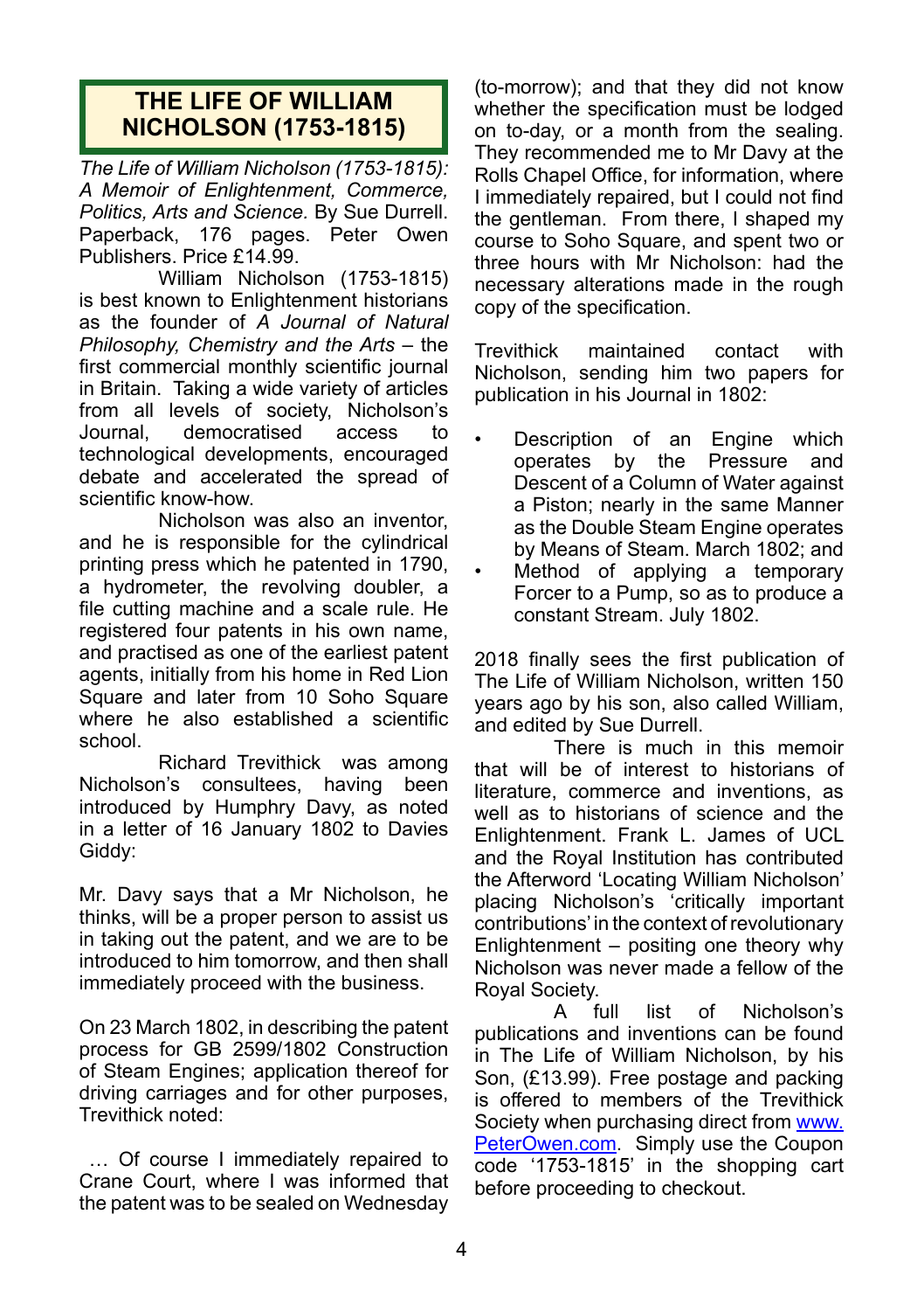# THE LIFE OF WILLIAM NICHOLSON (1753-1815)

*The Life of William Nicholson (1753-1815): A Memoir of Enlightenment, Commerce, Politics, Arts and Science.* By Sue Durrell. Paperback, 176 pages. Peter Owen Publishers. Price £14.99.

William Nicholson (1753-1815) is best known to Enlightenment historians as the founder of *A Journal of Natural Philosophy, Chemistry and the Arts* – the first commercial monthly scientific journal in Britain. Taking a wide variety of articles from all levels of society, Nicholson's Journal, democratised access to technological developments, encouraged debate and accelerated the spread of scientific know-how.

Nicholson was also an inventor, and he is responsible for the cylindrical printing press which he patented in 1790, a hydrometer, the revolving doubler, a file cutting machine and a scale rule. He registered four patents in his own name, and practised as one of the earliest patent agents, initially from his home in Red Lion Square and later from 10 Soho Square where he also established a scientific school.

Richard Trevithick was among Nicholson's consultees, having been introduced by Humphry Davy, as noted in a letter of 16 January 1802 to Davies Giddy:

Mr. Davy says that a Mr Nicholson, he thinks, will be a proper person to assist us in taking out the patent, and we are to be introduced to him tomorrow, and then shall immediately proceed with the business.

On 23 March 1802, in describing the patent process for GB 2599/1802 Construction of Steam Engines; application thereof for driving carriages and for other purposes, Trevithick noted:

… Of course I immediately repaired to Crane Court, where I was informed that the patent was to be sealed on Wednesday (to-morrow); and that they did not know whether the specification must be lodged on to-day, or a month from the sealing. They recommended me to Mr Davy at the Rolls Chapel Office, for information, where I immediately repaired, but I could not find the gentleman. From there, I shaped my course to Soho Square, and spent two or three hours with Mr Nicholson: had the necessary alterations made in the rough copy of the specification.

Trevithick maintained contact with Nicholson, sending him two papers for publication in his Journal in 1802:

- Description of an Engine which operates by the Pressure and Descent of a Column of Water against a Piston; nearly in the same Manner as the Double Steam Engine operates by Means of Steam. March 1802; and
- Method of applying a temporary Forcer to a Pump, so as to produce a constant Stream. July 1802.

2018 finally sees the first publication of The Life of William Nicholson, written 150 years ago by his son, also called William, and edited by Sue Durrell.

There is much in this memoir that will be of interest to historians of literature, commerce and inventions, as well as to historians of science and the Enlightenment. Frank L. James of UCL and the Royal Institution has contributed the Afterword 'Locating William Nicholson' placing Nicholson's 'critically important contributions' in the context of revolutionary Enlightenment – positing one theory why Nicholson was never made a fellow of the Royal Society.

A full list of Nicholson's publications and inventions can be found in The Life of William Nicholson, by his Son, (£13.99). Free postage and packing is offered to members of the Trevithick Society when purchasing direct from www.PeterOwen.com. Simply use the Coupon code '1753-1815' in the shopping cart before proceeding to checkout.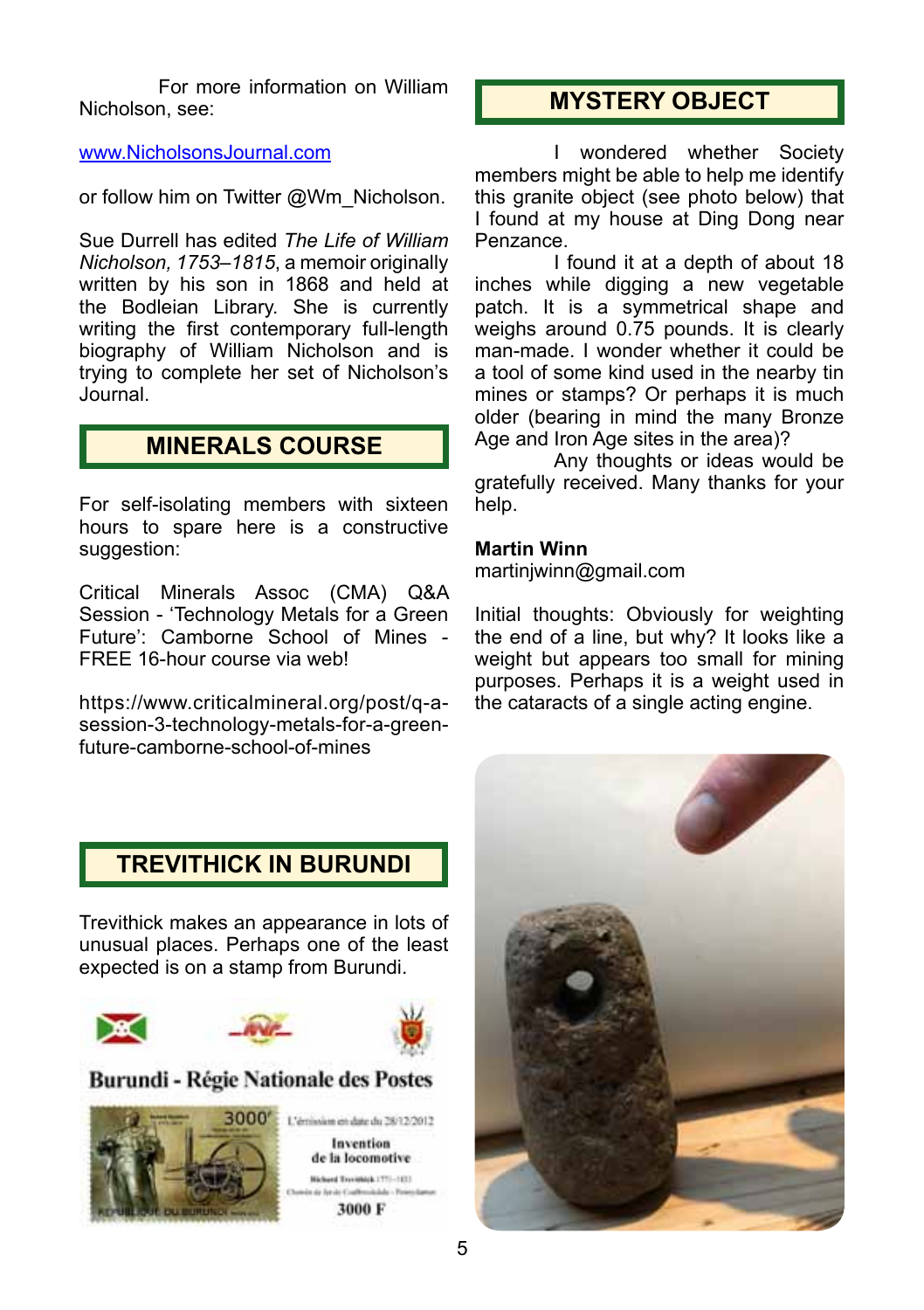For more information on William Nicholson, see:

www.NicholsonsJournal.com

or follow him on Twitter @Wm_Nicholson.

Sue Durrell has edited *The Life of William Nicholson, 1753–1815*, a memoir originally written by his son in 1868 and held at the Bodleian Library. She is currently writing the first contemporary full-length biography of William Nicholson and is trying to complete her set of Nicholson's Journal.

## MINERALS COURSE

For self-isolating members with sixteen hours to spare here is a constructive suggestion:

Critical Minerals Assoc (CMA) Q&A Session - 'Technology Metals for a Green Future': Camborne School of Mines - FREE 16-hour course via web!

https://www.criticalmineral.org/post/q-a-session-3-technology-metals-for-a-green-future-camborne-school-of-mines

## TREVITHICK IN BURUNDI

Trevithick makes an appearance in lots of unusual places. Perhaps one of the least expected is on a stamp from Burundi.

Burundi - Régie Nationale des Postes

L'émission en date du 28/12/2012

Invention de la locomotive

3000 F

## MYSTERY OBJECT

I wondered whether Society members might be able to help me identify this granite object (see photo below) that I found at my house at Ding Dong near Penzance.

I found it at a depth of about 18 inches while digging a new vegetable patch. It is a symmetrical shape and weighs around 0.75 pounds. It is clearly man-made. I wonder whether it could be a tool of some kind used in the nearby tin mines or stamps? Or perhaps it is much older (bearing in mind the many Bronze Age and Iron Age sites in the area)?

Any thoughts or ideas would be gratefully received. Many thanks for your help.

**Martin Winn**
martinjwinn@gmail.com

Initial thoughts: Obviously for weighting the end of a line, but why? It looks like a weight but appears too small for mining purposes. Perhaps it is a weight used in the cataracts of a single acting engine.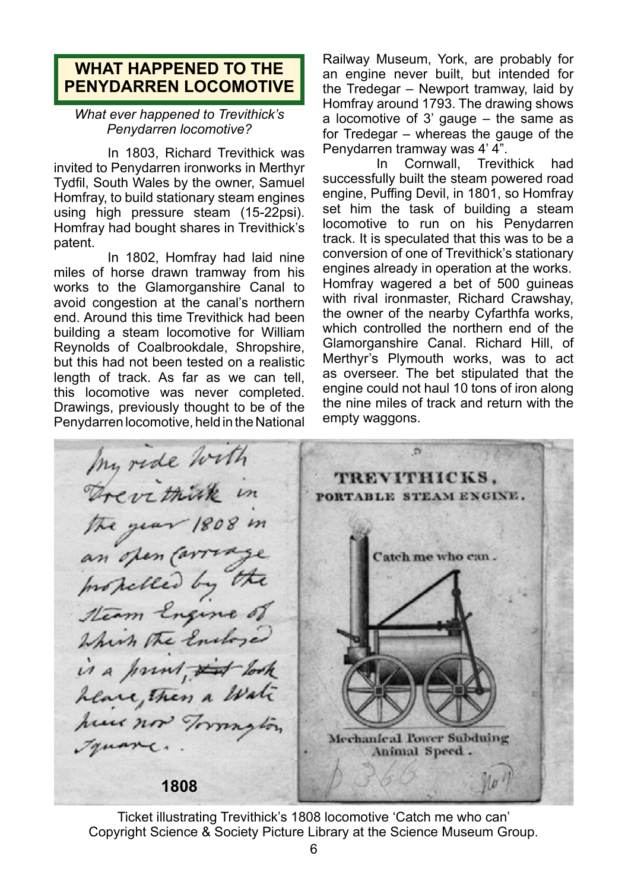## WHAT HAPPENED TO THE PENYDARREN LOCOMOTIVE

*What ever happened to Trevithick's Penydarren locomotive?*

In 1803, Richard Trevithick was invited to Penydarren ironworks in Merthyr Tydfil, South Wales by the owner, Samuel Homfray, to build stationary steam engines using high pressure steam (15-22psi). Homfray had bought shares in Trevithick's patent.

In 1802, Homfray had laid nine miles of horse drawn tramway from his works to the Glamorganshire Canal to avoid congestion at the canal's northern end. Around this time Trevithick had been building a steam locomotive for William Reynolds of Coalbrookdale, Shropshire, but this had not been tested on a realistic length of track. As far as we can tell, this locomotive was never completed. Drawings, previously thought to be of the Penydarren locomotive, held in the National Railway Museum, York, are probably for an engine never built, but intended for the Tredegar – Newport tramway, laid by Homfray around 1793. The drawing shows a locomotive of 3' gauge – the same as for Tredegar – whereas the gauge of the Penydarren tramway was 4' 4".

In Cornwall, Trevithick had successfully built the steam powered road engine, Puffing Devil, in 1801, so Homfray set him the task of building a steam locomotive to run on his Penydarren track. It is speculated that this was to be a conversion of one of Trevithick's stationary engines already in operation at the works. Homfray wagered a bet of 500 guineas with rival ironmaster, Richard Crawshay, the owner of the nearby Cyfarthfa works, which controlled the northern end of the Glamorganshire Canal. Richard Hill, of Merthyr's Plymouth works, was to act as overseer. The bet stipulated that the engine could not haul 10 tons of iron along the nine miles of track and return with the empty waggons.

My ride with Trevithick in the year 1808 in an open Carriage propelled by the Steam Engine of which the Enclosed is a print, ~~it~~ took place, then a Waste piece now Torrington Square.

1808

TREVITHICKS, PORTABLE STEAM ENGINE.

Catch me who can.

Mechanical Power Subduing Animal Speed.

Ticket illustrating Trevithick's 1808 locomotive 'Catch me who can'
Copyright Science & Society Picture Library at the Science Museum Group.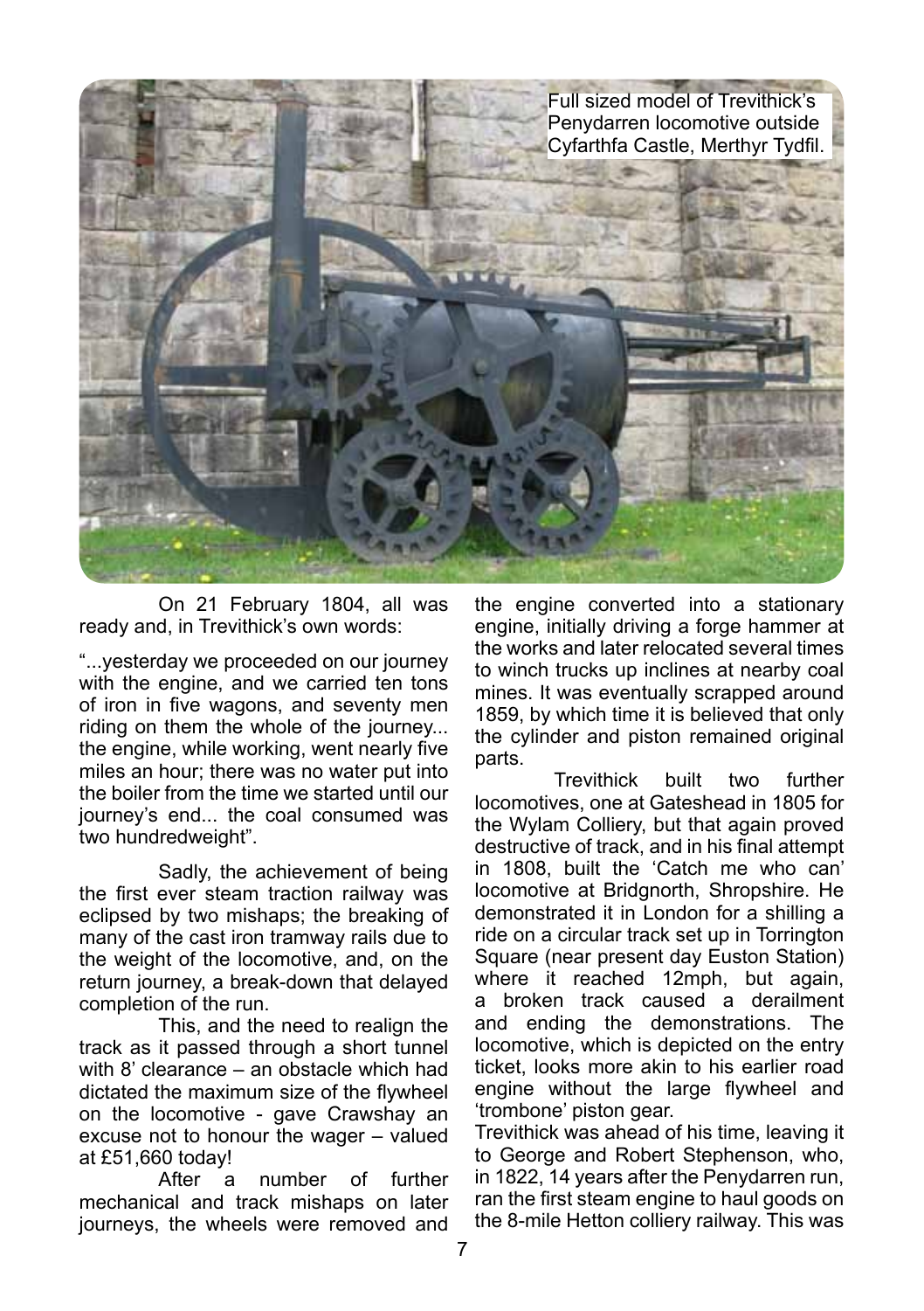Full sized model of Trevithick's Penydarren locomotive outside Cyfarthfa Castle, Merthyr Tydfil.

On 21 February 1804, all was ready and, in Trevithick's own words:

"...yesterday we proceeded on our journey with the engine, and we carried ten tons of iron in five wagons, and seventy men riding on them the whole of the journey... the engine, while working, went nearly five miles an hour; there was no water put into the boiler from the time we started until our journey's end... the coal consumed was two hundredweight".

Sadly, the achievement of being the first ever steam traction railway was eclipsed by two mishaps; the breaking of many of the cast iron tramway rails due to the weight of the locomotive, and, on the return journey, a break-down that delayed completion of the run.

This, and the need to realign the track as it passed through a short tunnel with 8' clearance – an obstacle which had dictated the maximum size of the flywheel on the locomotive - gave Crawshay an excuse not to honour the wager – valued at £51,660 today!

After a number of further mechanical and track mishaps on later journeys, the wheels were removed and the engine converted into a stationary engine, initially driving a forge hammer at the works and later relocated several times to winch trucks up inclines at nearby coal mines. It was eventually scrapped around 1859, by which time it is believed that only the cylinder and piston remained original parts.

Trevithick built two further locomotives, one at Gateshead in 1805 for the Wylam Colliery, but that again proved destructive of track, and in his final attempt in 1808, built the 'Catch me who can' locomotive at Bridgnorth, Shropshire. He demonstrated it in London for a shilling a ride on a circular track set up in Torrington Square (near present day Euston Station) where it reached 12mph, but again, a broken track caused a derailment and ending the demonstrations. The locomotive, which is depicted on the entry ticket, looks more akin to his earlier road engine without the large flywheel and 'trombone' piston gear.

Trevithick was ahead of his time, leaving it to George and Robert Stephenson, who, in 1822, 14 years after the Penydarren run, ran the first steam engine to haul goods on the 8-mile Hetton colliery railway. This was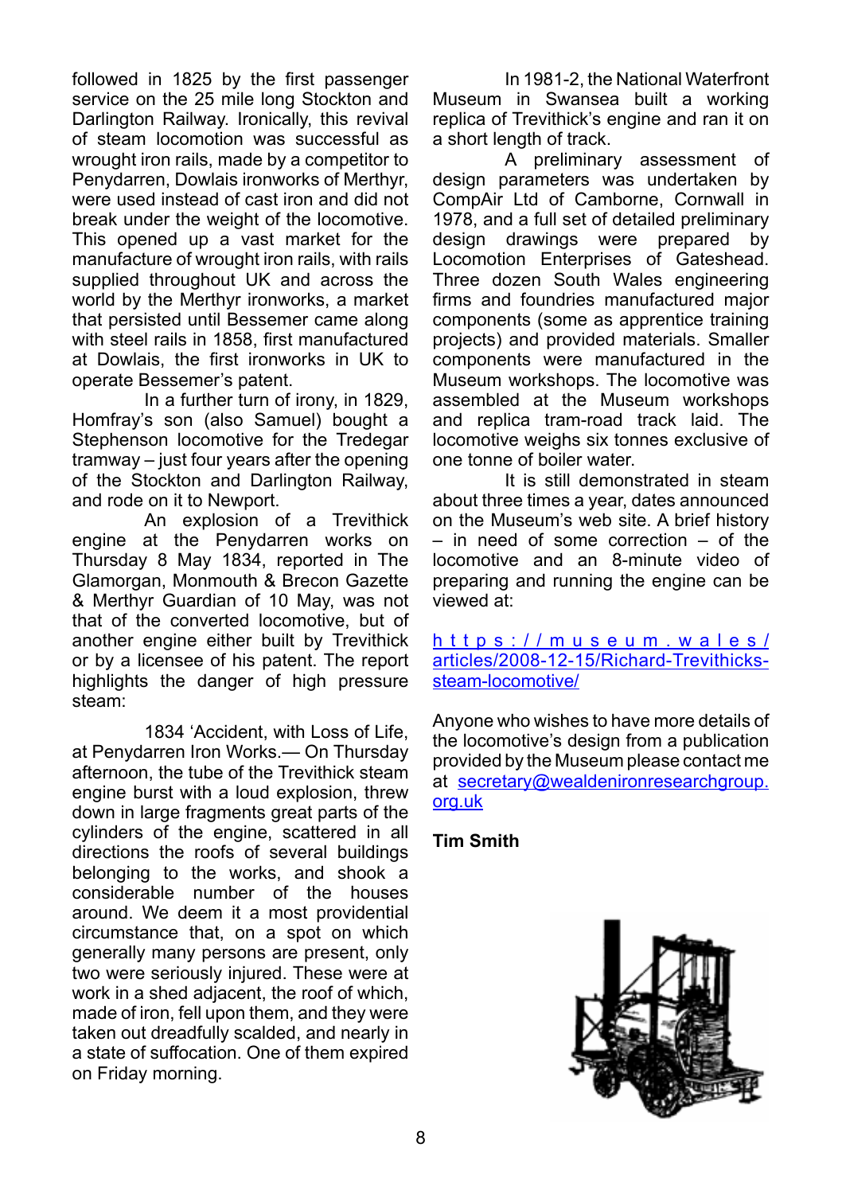followed in 1825 by the first passenger service on the 25 mile long Stockton and Darlington Railway. Ironically, this revival of steam locomotion was successful as wrought iron rails, made by a competitor to Penydarren, Dowlais ironworks of Merthyr, were used instead of cast iron and did not break under the weight of the locomotive. This opened up a vast market for the manufacture of wrought iron rails, with rails supplied throughout UK and across the world by the Merthyr ironworks, a market that persisted until Bessemer came along with steel rails in 1858, first manufactured at Dowlais, the first ironworks in UK to operate Bessemer's patent.

In a further turn of irony, in 1829, Homfray's son (also Samuel) bought a Stephenson locomotive for the Tredegar tramway – just four years after the opening of the Stockton and Darlington Railway, and rode on it to Newport.

An explosion of a Trevithick engine at the Penydarren works on Thursday 8 May 1834, reported in The Glamorgan, Monmouth & Brecon Gazette & Merthyr Guardian of 10 May, was not that of the converted locomotive, but of another engine either built by Trevithick or by a licensee of his patent. The report highlights the danger of high pressure steam:

1834 'Accident, with Loss of Life, at Penydarren Iron Works.— On Thursday afternoon, the tube of the Trevithick steam engine burst with a loud explosion, threw down in large fragments great parts of the cylinders of the engine, scattered in all directions the roofs of several buildings belonging to the works, and shook a considerable number of the houses around. We deem it a most providential circumstance that, on a spot on which generally many persons are present, only two were seriously injured. These were at work in a shed adjacent, the roof of which, made of iron, fell upon them, and they were taken out dreadfully scalded, and nearly in a state of suffocation. One of them expired on Friday morning.

In 1981-2, the National Waterfront Museum in Swansea built a working replica of Trevithick's engine and ran it on a short length of track.

A preliminary assessment of design parameters was undertaken by CompAir Ltd of Camborne, Cornwall in 1978, and a full set of detailed preliminary design drawings were prepared by Locomotion Enterprises of Gateshead. Three dozen South Wales engineering firms and foundries manufactured major components (some as apprentice training projects) and provided materials. Smaller components were manufactured in the Museum workshops. The locomotive was assembled at the Museum workshops and replica tram-road track laid. The locomotive weighs six tonnes exclusive of one tonne of boiler water.

It is still demonstrated in steam about three times a year, dates announced on the Museum's web site. A brief history – in need of some correction – of the locomotive and an 8-minute video of preparing and running the engine can be viewed at:

https://museum.wales/articles/2008-12-15/Richard-Trevithicks-steam-locomotive/

Anyone who wishes to have more details of the locomotive's design from a publication provided by the Museum please contact me at secretary@wealdenironresearchgroup.org.uk

**Tim Smith**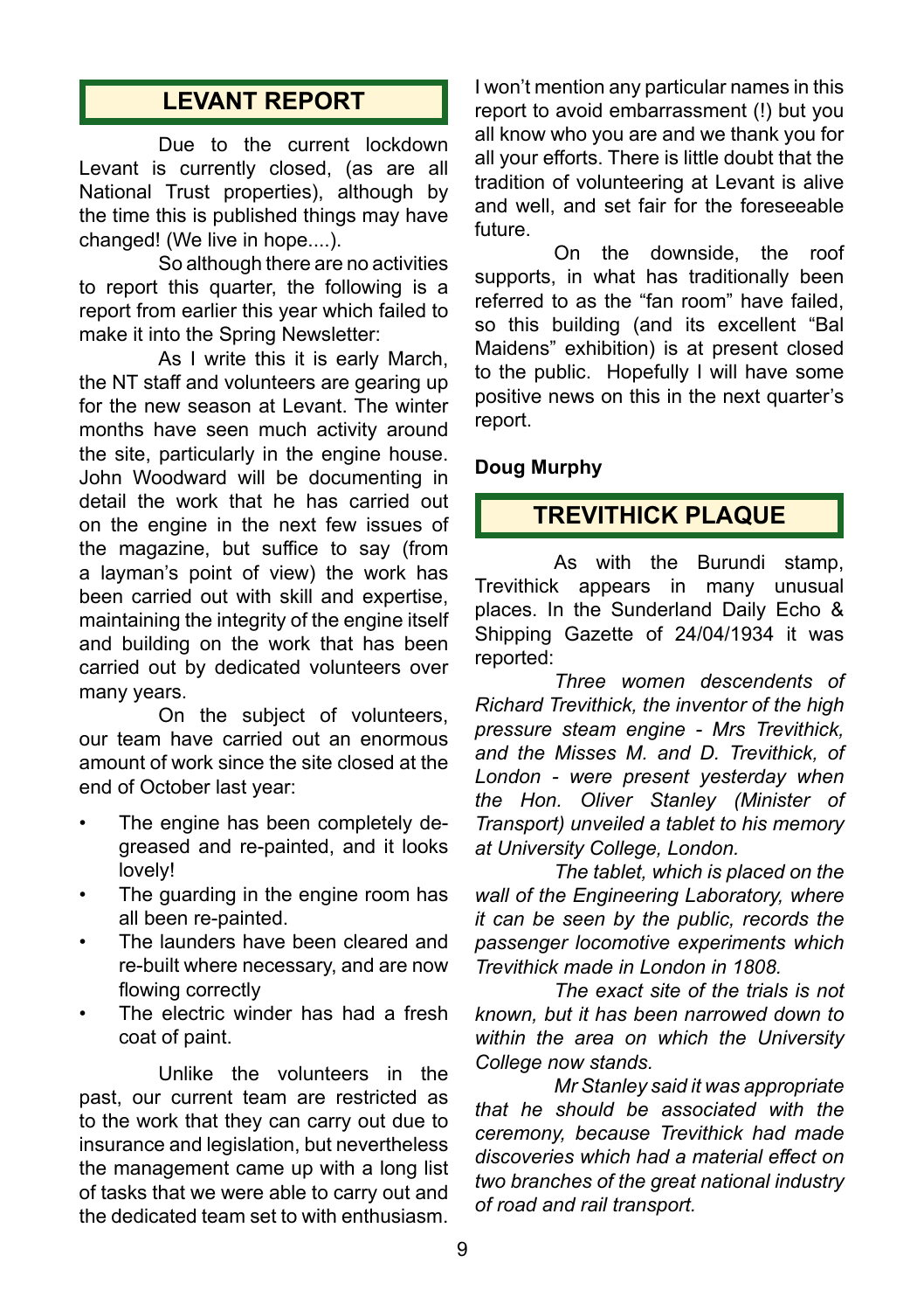## LEVANT REPORT

Due to the current lockdown Levant is currently closed, (as are all National Trust properties), although by the time this is published things may have changed! (We live in hope....).

So although there are no activities to report this quarter, the following is a report from earlier this year which failed to make it into the Spring Newsletter:

As I write this it is early March, the NT staff and volunteers are gearing up for the new season at Levant. The winter months have seen much activity around the site, particularly in the engine house. John Woodward will be documenting in detail the work that he has carried out on the engine in the next few issues of the magazine, but suffice to say (from a layman's point of view) the work has been carried out with skill and expertise, maintaining the integrity of the engine itself and building on the work that has been carried out by dedicated volunteers over many years.

On the subject of volunteers, our team have carried out an enormous amount of work since the site closed at the end of October last year:

- The engine has been completely de-greased and re-painted, and it looks lovely!
- The guarding in the engine room has all been re-painted.
- The launders have been cleared and re-built where necessary, and are now flowing correctly
- The electric winder has had a fresh coat of paint.

Unlike the volunteers in the past, our current team are restricted as to the work that they can carry out due to insurance and legislation, but nevertheless the management came up with a long list of tasks that we were able to carry out and the dedicated team set to with enthusiasm. I won't mention any particular names in this report to avoid embarrassment (!) but you all know who you are and we thank you for all your efforts. There is little doubt that the tradition of volunteering at Levant is alive and well, and set fair for the foreseeable future.

On the downside, the roof supports, in what has traditionally been referred to as the "fan room" have failed, so this building (and its excellent "Bal Maidens" exhibition) is at present closed to the public. Hopefully I will have some positive news on this in the next quarter's report.

**Doug Murphy**

## TREVITHICK PLAQUE

As with the Burundi stamp, Trevithick appears in many unusual places. In the Sunderland Daily Echo & Shipping Gazette of 24/04/1934 it was reported:

*Three women descendents of Richard Trevithick, the inventor of the high pressure steam engine - Mrs Trevithick, and the Misses M. and D. Trevithick, of London - were present yesterday when the Hon. Oliver Stanley (Minister of Transport) unveiled a tablet to his memory at University College, London.*

*The tablet, which is placed on the wall of the Engineering Laboratory, where it can be seen by the public, records the passenger locomotive experiments which Trevithick made in London in 1808.*

*The exact site of the trials is not known, but it has been narrowed down to within the area on which the University College now stands.*

*Mr Stanley said it was appropriate that he should be associated with the ceremony, because Trevithick had made discoveries which had a material effect on two branches of the great national industry of road and rail transport.*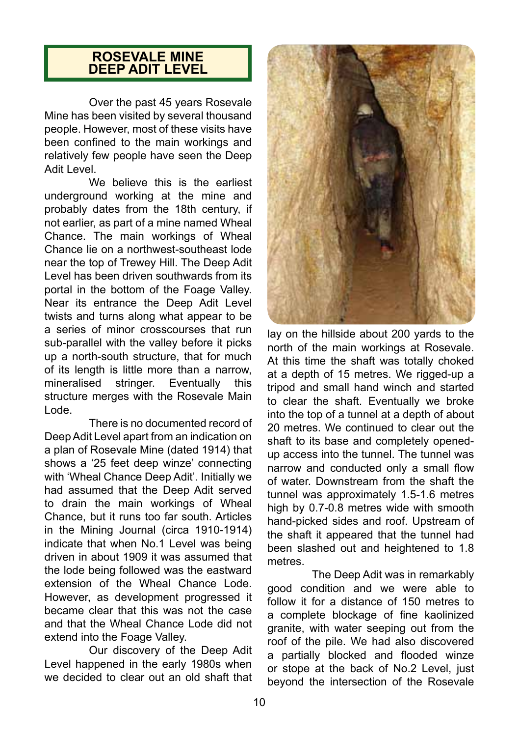## ROSEVALE MINE DEEP ADIT LEVEL

Over the past 45 years Rosevale Mine has been visited by several thousand people. However, most of these visits have been confined to the main workings and relatively few people have seen the Deep Adit Level.

We believe this is the earliest underground working at the mine and probably dates from the 18th century, if not earlier, as part of a mine named Wheal Chance. The main workings of Wheal Chance lie on a northwest-southeast lode near the top of Trewey Hill. The Deep Adit Level has been driven southwards from its portal in the bottom of the Foage Valley. Near its entrance the Deep Adit Level twists and turns along what appear to be a series of minor crosscourses that run sub-parallel with the valley before it picks up a north-south structure, that for much of its length is little more than a narrow, mineralised stringer. Eventually this structure merges with the Rosevale Main Lode.

There is no documented record of Deep Adit Level apart from an indication on a plan of Rosevale Mine (dated 1914) that shows a '25 feet deep winze' connecting with 'Wheal Chance Deep Adit'. Initially we had assumed that the Deep Adit served to drain the main workings of Wheal Chance, but it runs too far south. Articles in the Mining Journal (circa 1910-1914) indicate that when No.1 Level was being driven in about 1909 it was assumed that the lode being followed was the eastward extension of the Wheal Chance Lode. However, as development progressed it became clear that this was not the case and that the Wheal Chance Lode did not extend into the Foage Valley.

Our discovery of the Deep Adit Level happened in the early 1980s when we decided to clear out an old shaft that lay on the hillside about 200 yards to the north of the main workings at Rosevale. At this time the shaft was totally choked at a depth of 15 metres. We rigged-up a tripod and small hand winch and started to clear the shaft. Eventually we broke into the top of a tunnel at a depth of about 20 metres. We continued to clear out the shaft to its base and completely opened-up access into the tunnel. The tunnel was narrow and conducted only a small flow of water. Downstream from the shaft the tunnel was approximately 1.5-1.6 metres high by 0.7-0.8 metres wide with smooth hand-picked sides and roof. Upstream of the shaft it appeared that the tunnel had been slashed out and heightened to 1.8 metres.

The Deep Adit was in remarkably good condition and we were able to follow it for a distance of 150 metres to a complete blockage of fine kaolinized granite, with water seeping out from the roof of the pile. We had also discovered a partially blocked and flooded winze or stope at the back of No.2 Level, just beyond the intersection of the Rosevale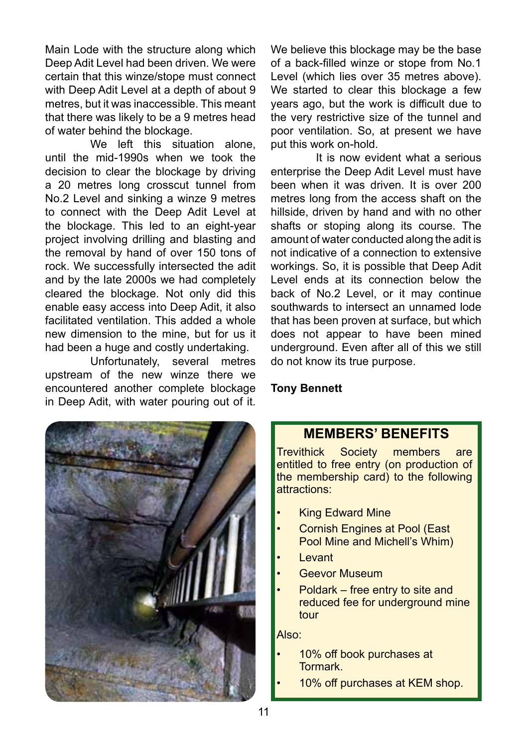Main Lode with the structure along which Deep Adit Level had been driven. We were certain that this winze/stope must connect with Deep Adit Level at a depth of about 9 metres, but it was inaccessible. This meant that there was likely to be a 9 metres head of water behind the blockage.

We left this situation alone, until the mid-1990s when we took the decision to clear the blockage by driving a 20 metres long crosscut tunnel from No.2 Level and sinking a winze 9 metres to connect with the Deep Adit Level at the blockage. This led to an eight-year project involving drilling and blasting and the removal by hand of over 150 tons of rock. We successfully intersected the adit and by the late 2000s we had completely cleared the blockage. Not only did this enable easy access into Deep Adit, it also facilitated ventilation. This added a whole new dimension to the mine, but for us it had been a huge and costly undertaking.

Unfortunately, several metres upstream of the new winze there we encountered another complete blockage in Deep Adit, with water pouring out of it. We believe this blockage may be the base of a back-filled winze or stope from No.1 Level (which lies over 35 metres above). We started to clear this blockage a few years ago, but the work is difficult due to the very restrictive size of the tunnel and poor ventilation. So, at present we have put this work on-hold.

It is now evident what a serious enterprise the Deep Adit Level must have been when it was driven. It is over 200 metres long from the access shaft on the hillside, driven by hand and with no other shafts or stoping along its course. The amount of water conducted along the adit is not indicative of a connection to extensive workings. So, it is possible that Deep Adit Level ends at its connection below the back of No.2 Level, or it may continue southwards to intersect an unnamed lode that has been proven at surface, but which does not appear to have been mined underground. Even after all of this we still do not know its true purpose.

**Tony Bennett**

## MEMBERS' BENEFITS

Trevithick Society members are entitled to free entry (on production of the membership card) to the following attractions:

- King Edward Mine
- Cornish Engines at Pool (East Pool Mine and Michell's Whim)
- Levant
- Geevor Museum
- Poldark – free entry to site and reduced fee for underground mine tour

Also:

- 10% off book purchases at Tormark.
- 10% off purchases at KEM shop.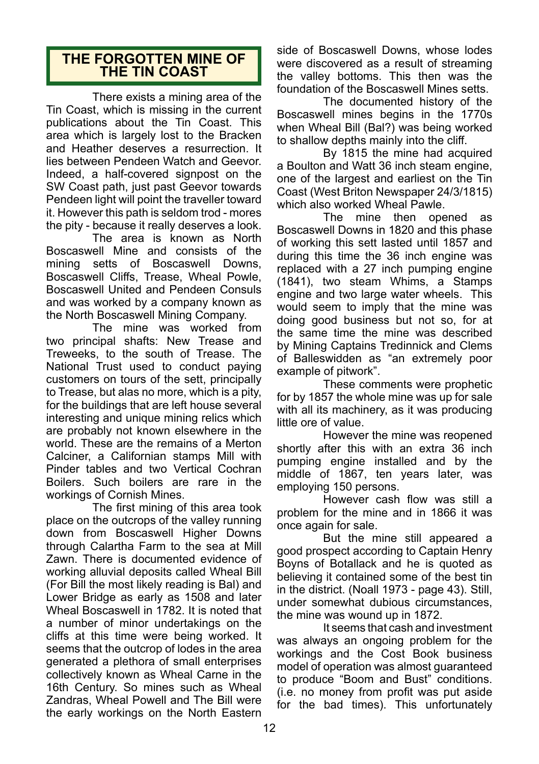# THE FORGOTTEN MINE OF THE TIN COAST

There exists a mining area of the Tin Coast, which is missing in the current publications about the Tin Coast. This area which is largely lost to the Bracken and Heather deserves a resurrection. It lies between Pendeen Watch and Geevor. Indeed, a half-covered signpost on the SW Coast path, just past Geevor towards Pendeen light will point the traveller toward it. However this path is seldom trod - mores the pity - because it really deserves a look.

The area is known as North Boscaswell Mine and consists of the mining setts of Boscaswell Downs, Boscaswell Cliffs, Trease, Wheal Powle, Boscaswell United and Pendeen Consuls and was worked by a company known as the North Boscaswell Mining Company.

The mine was worked from two principal shafts: New Trease and Treweeks, to the south of Trease. The National Trust used to conduct paying customers on tours of the sett, principally to Trease, but alas no more, which is a pity, for the buildings that are left house several interesting and unique mining relics which are probably not known elsewhere in the world. These are the remains of a Merton Calciner, a Californian stamps Mill with Pinder tables and two Vertical Cochran Boilers. Such boilers are rare in the workings of Cornish Mines.

The first mining of this area took place on the outcrops of the valley running down from Boscaswell Higher Downs through Calartha Farm to the sea at Mill Zawn. There is documented evidence of working alluvial deposits called Wheal Bill (For Bill the most likely reading is Bal) and Lower Bridge as early as 1508 and later Wheal Boscaswell in 1782. It is noted that a number of minor undertakings on the cliffs at this time were being worked. It seems that the outcrop of lodes in the area generated a plethora of small enterprises collectively known as Wheal Carne in the 16th Century. So mines such as Wheal Zandras, Wheal Powell and The Bill were the early workings on the North Eastern side of Boscaswell Downs, whose lodes were discovered as a result of streaming the valley bottoms. This then was the foundation of the Boscaswell Mines setts.

The documented history of the Boscaswell mines begins in the 1770s when Wheal Bill (Bal?) was being worked to shallow depths mainly into the cliff.

By 1815 the mine had acquired a Boulton and Watt 36 inch steam engine, one of the largest and earliest on the Tin Coast (West Briton Newspaper 24/3/1815) which also worked Wheal Pawle.

The mine then opened as Boscaswell Downs in 1820 and this phase of working this sett lasted until 1857 and during this time the 36 inch engine was replaced with a 27 inch pumping engine (1841), two steam Whims, a Stamps engine and two large water wheels. This would seem to imply that the mine was doing good business but not so, for at the same time the mine was described by Mining Captains Tredinnick and Clems of Balleswidden as "an extremely poor example of pitwork".

These comments were prophetic for by 1857 the whole mine was up for sale with all its machinery, as it was producing little ore of value.

However the mine was reopened shortly after this with an extra 36 inch pumping engine installed and by the middle of 1867, ten years later, was employing 150 persons.

However cash flow was still a problem for the mine and in 1866 it was once again for sale.

But the mine still appeared a good prospect according to Captain Henry Boyns of Botallack and he is quoted as believing it contained some of the best tin in the district. (Noall 1973 - page 43). Still, under somewhat dubious circumstances, the mine was wound up in 1872.

It seems that cash and investment was always an ongoing problem for the workings and the Cost Book business model of operation was almost guaranteed to produce "Boom and Bust" conditions. (i.e. no money from profit was put aside for the bad times). This unfortunately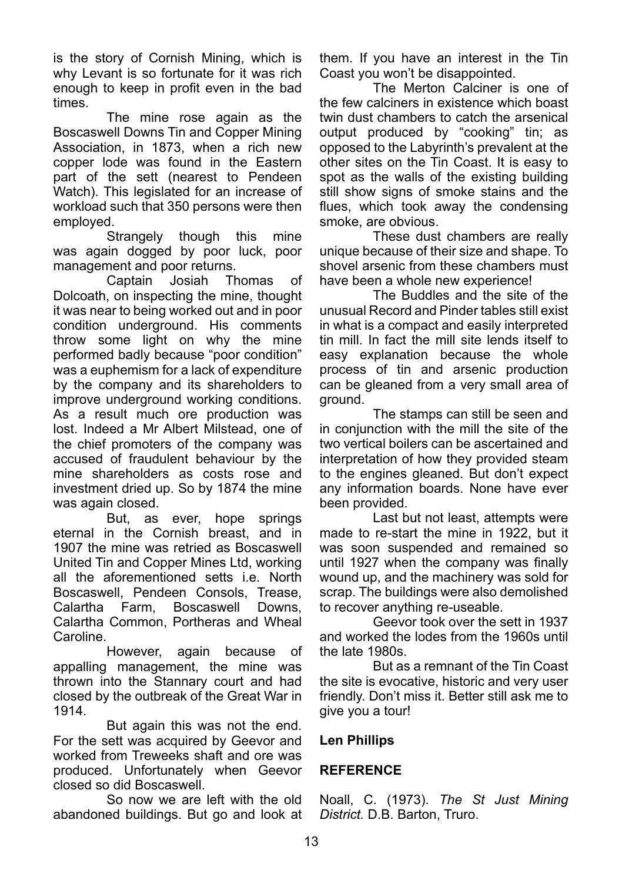is the story of Cornish Mining, which is why Levant is so fortunate for it was rich enough to keep in profit even in the bad times.

The mine rose again as the Boscaswell Downs Tin and Copper Mining Association, in 1873, when a rich new copper lode was found in the Eastern part of the sett (nearest to Pendeen Watch). This legislated for an increase of workload such that 350 persons were then employed.

Strangely though this mine was again dogged by poor luck, poor management and poor returns.

Captain Josiah Thomas of Dolcoath, on inspecting the mine, thought it was near to being worked out and in poor condition underground. His comments throw some light on why the mine performed badly because "poor condition" was a euphemism for a lack of expenditure by the company and its shareholders to improve underground working conditions. As a result much ore production was lost. Indeed a Mr Albert Milstead, one of the chief promoters of the company was accused of fraudulent behaviour by the mine shareholders as costs rose and investment dried up. So by 1874 the mine was again closed.

But, as ever, hope springs eternal in the Cornish breast, and in 1907 the mine was retried as Boscaswell United Tin and Copper Mines Ltd, working all the aforementioned setts i.e. North Boscaswell, Pendeen Consols, Trease, Calartha Farm, Boscaswell Downs, Calartha Common, Portheras and Wheal Caroline.

However, again because of appalling management, the mine was thrown into the Stannary court and had closed by the outbreak of the Great War in 1914.

But again this was not the end. For the sett was acquired by Geevor and worked from Treweeks shaft and ore was produced. Unfortunately when Geevor closed so did Boscaswell.

So now we are left with the old abandoned buildings. But go and look at them. If you have an interest in the Tin Coast you won't be disappointed.

The Merton Calciner is one of the few calciners in existence which boast twin dust chambers to catch the arsenical output produced by "cooking" tin; as opposed to the Labyrinth's prevalent at the other sites on the Tin Coast. It is easy to spot as the walls of the existing building still show signs of smoke stains and the flues, which took away the condensing smoke, are obvious.

These dust chambers are really unique because of their size and shape. To shovel arsenic from these chambers must have been a whole new experience!

The Buddles and the site of the unusual Record and Pinder tables still exist in what is a compact and easily interpreted tin mill. In fact the mill site lends itself to easy explanation because the whole process of tin and arsenic production can be gleaned from a very small area of ground.

The stamps can still be seen and in conjunction with the mill the site of the two vertical boilers can be ascertained and interpretation of how they provided steam to the engines gleaned. But don't expect any information boards. None have ever been provided.

Last but not least, attempts were made to re-start the mine in 1922, but it was soon suspended and remained so until 1927 when the company was finally wound up, and the machinery was sold for scrap. The buildings were also demolished to recover anything re-useable.

Geevor took over the sett in 1937 and worked the lodes from the 1960s until the late 1980s.

But as a remnant of the Tin Coast the site is evocative, historic and very user friendly. Don't miss it. Better still ask me to give you a tour!

**Len Phillips**

**REFERENCE**

Noall, C. (1973). *The St Just Mining District.* D.B. Barton, Truro.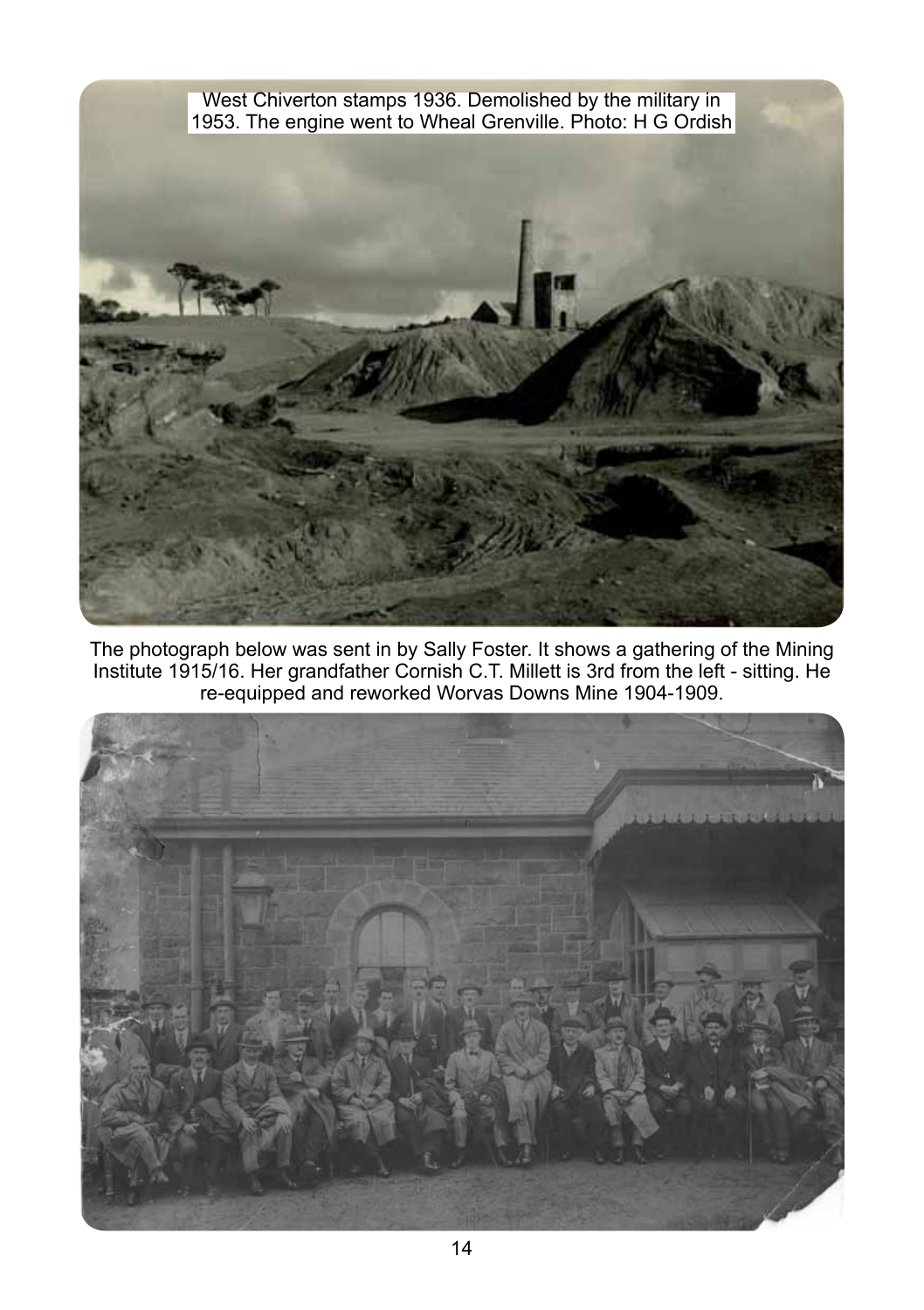West Chiverton stamps 1936. Demolished by the military in 1953. The engine went to Wheal Grenville. Photo: H G Ordish

The photograph below was sent in by Sally Foster. It shows a gathering of the Mining Institute 1915/16. Her grandfather Cornish C.T. Millett is 3rd from the left - sitting. He re-equipped and reworked Worvas Downs Mine 1904-1909.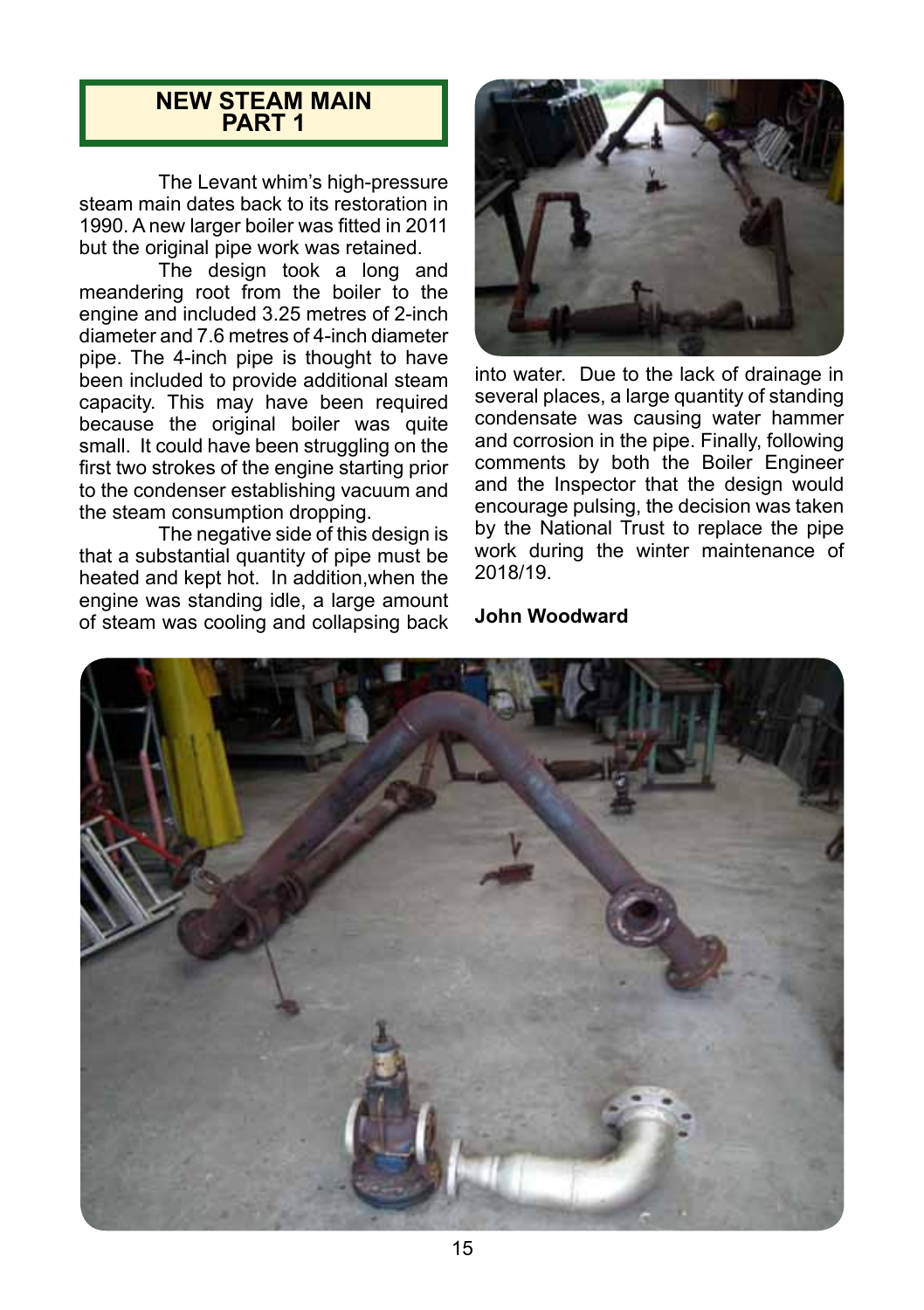# NEW STEAM MAIN PART 1

The Levant whim's high-pressure steam main dates back to its restoration in 1990. A new larger boiler was fitted in 2011 but the original pipe work was retained.

The design took a long and meandering root from the boiler to the engine and included 3.25 metres of 2-inch diameter and 7.6 metres of 4-inch diameter pipe. The 4-inch pipe is thought to have been included to provide additional steam capacity. This may have been required because the original boiler was quite small. It could have been struggling on the first two strokes of the engine starting prior to the condenser establishing vacuum and the steam consumption dropping.

The negative side of this design is that a substantial quantity of pipe must be heated and kept hot. In addition,when the engine was standing idle, a large amount of steam was cooling and collapsing back into water. Due to the lack of drainage in several places, a large quantity of standing condensate was causing water hammer and corrosion in the pipe. Finally, following comments by both the Boiler Engineer and the Inspector that the design would encourage pulsing, the decision was taken by the National Trust to replace the pipe work during the winter maintenance of 2018/19.

**John Woodward**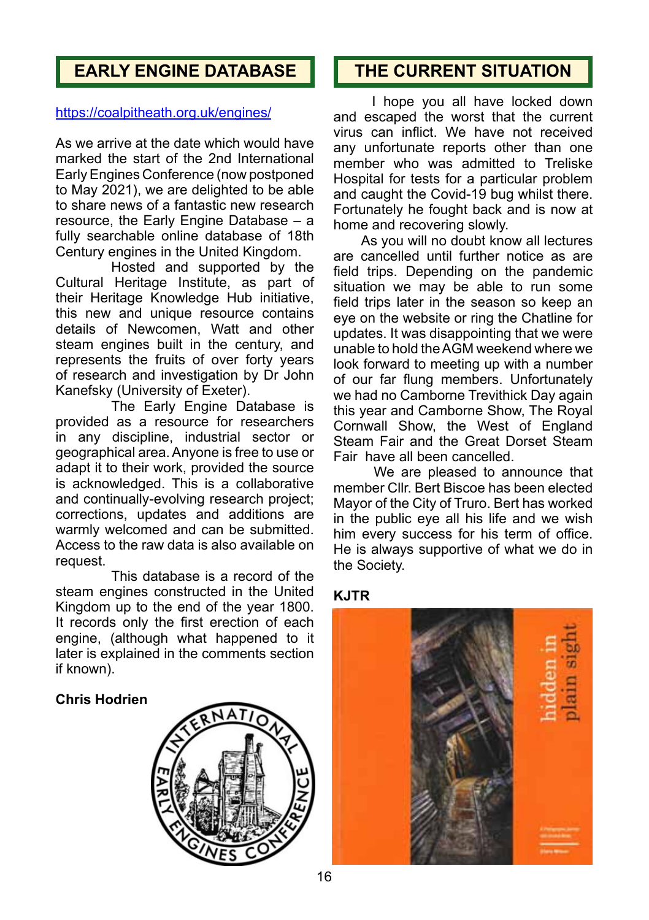## EARLY ENGINE DATABASE

https://coalpitheath.org.uk/engines/

As we arrive at the date which would have marked the start of the 2nd International Early Engines Conference (now postponed to May 2021), we are delighted to be able to share news of a fantastic new research resource, the Early Engine Database – a fully searchable online database of 18th Century engines in the United Kingdom.

Hosted and supported by the Cultural Heritage Institute, as part of their Heritage Knowledge Hub initiative, this new and unique resource contains details of Newcomen, Watt and other steam engines built in the century, and represents the fruits of over forty years of research and investigation by Dr John Kanefsky (University of Exeter).

The Early Engine Database is provided as a resource for researchers in any discipline, industrial sector or geographical area. Anyone is free to use or adapt it to their work, provided the source is acknowledged. This is a collaborative and continually-evolving research project; corrections, updates and additions are warmly welcomed and can be submitted. Access to the raw data is also available on request.

This database is a record of the steam engines constructed in the United Kingdom up to the end of the year 1800. It records only the first erection of each engine, (although what happened to it later is explained in the comments section if known).

**Chris Hodrien**

## THE CURRENT SITUATION

I hope you all have locked down and escaped the worst that the current virus can inflict. We have not received any unfortunate reports other than one member who was admitted to Treliske Hospital for tests for a particular problem and caught the Covid-19 bug whilst there. Fortunately he fought back and is now at home and recovering slowly.

As you will no doubt know all lectures are cancelled until further notice as are field trips. Depending on the pandemic situation we may be able to run some field trips later in the season so keep an eye on the website or ring the Chatline for updates. It was disappointing that we were unable to hold the AGM weekend where we look forward to meeting up with a number of our far flung members. Unfortunately we had no Camborne Trevithick Day again this year and Camborne Show, The Royal Cornwall Show, the West of England Steam Fair and the Great Dorset Steam Fair have all been cancelled.

We are pleased to announce that member Cllr. Bert Biscoe has been elected Mayor of the City of Truro. Bert has worked in the public eye all his life and we wish him every success for his term of office. He is always supportive of what we do in the Society.

**KJTR**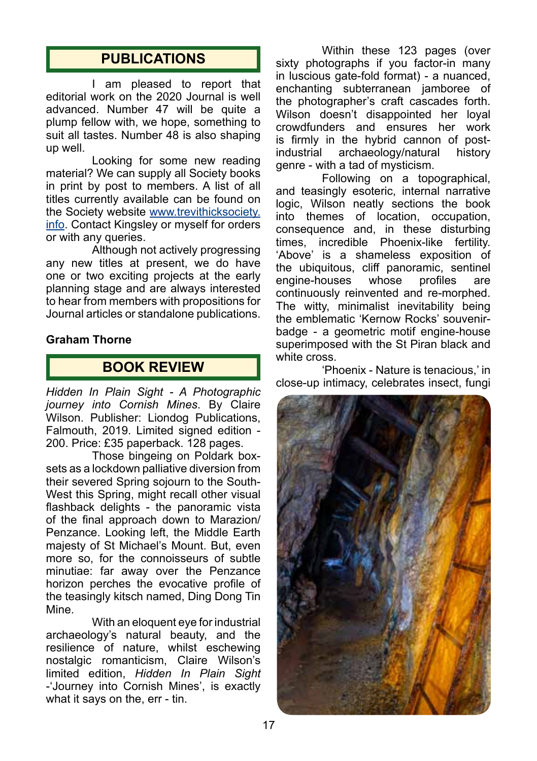## PUBLICATIONS

I am pleased to report that editorial work on the 2020 Journal is well advanced. Number 47 will be quite a plump fellow with, we hope, something to suit all tastes. Number 48 is also shaping up well.

Looking for some new reading material? We can supply all Society books in print by post to members. A list of all titles currently available can be found on the Society website www.trevithicksociety.info. Contact Kingsley or myself for orders or with any queries.

Although not actively progressing any new titles at present, we do have one or two exciting projects at the early planning stage and are always interested to hear from members with propositions for Journal articles or standalone publications.

**Graham Thorne**

## BOOK REVIEW

*Hidden In Plain Sight - A Photographic journey into Cornish Mines*. By Claire Wilson. Publisher: Liondog Publications, Falmouth, 2019. Limited signed edition - 200. Price: £35 paperback. 128 pages.

Those bingeing on Poldark box-sets as a lockdown palliative diversion from their severed Spring sojourn to the South-West this Spring, might recall other visual flashback delights - the panoramic vista of the final approach down to Marazion/Penzance. Looking left, the Middle Earth majesty of St Michael's Mount. But, even more so, for the connoisseurs of subtle minutiae: far away over the Penzance horizon perches the evocative profile of the teasingly kitsch named, Ding Dong Tin Mine.

With an eloquent eye for industrial archaeology's natural beauty, and the resilience of nature, whilst eschewing nostalgic romanticism, Claire Wilson's limited edition, *Hidden In Plain Sight* -'Journey into Cornish Mines', is exactly what it says on the, err - tin.

Within these 123 pages (over sixty photographs if you factor-in many in luscious gate-fold format) - a nuanced, enchanting subterranean jamboree of the photographer's craft cascades forth. Wilson doesn't disappointed her loyal crowdfunders and ensures her work is firmly in the hybrid cannon of post-industrial archaeology/natural history genre - with a tad of mysticism.

Following on a topographical, and teasingly esoteric, internal narrative logic, Wilson neatly sections the book into themes of location, occupation, consequence and, in these disturbing times, incredible Phoenix-like fertility. 'Above' is a shameless exposition of the ubiquitous, cliff panoramic, sentinel engine-houses whose profiles are continuously reinvented and re-morphed. The witty, minimalist inevitability being the emblematic 'Kernow Rocks' souvenir-badge - a geometric motif engine-house superimposed with the St Piran black and white cross.

'Phoenix - Nature is tenacious,' in close-up intimacy, celebrates insect, fungi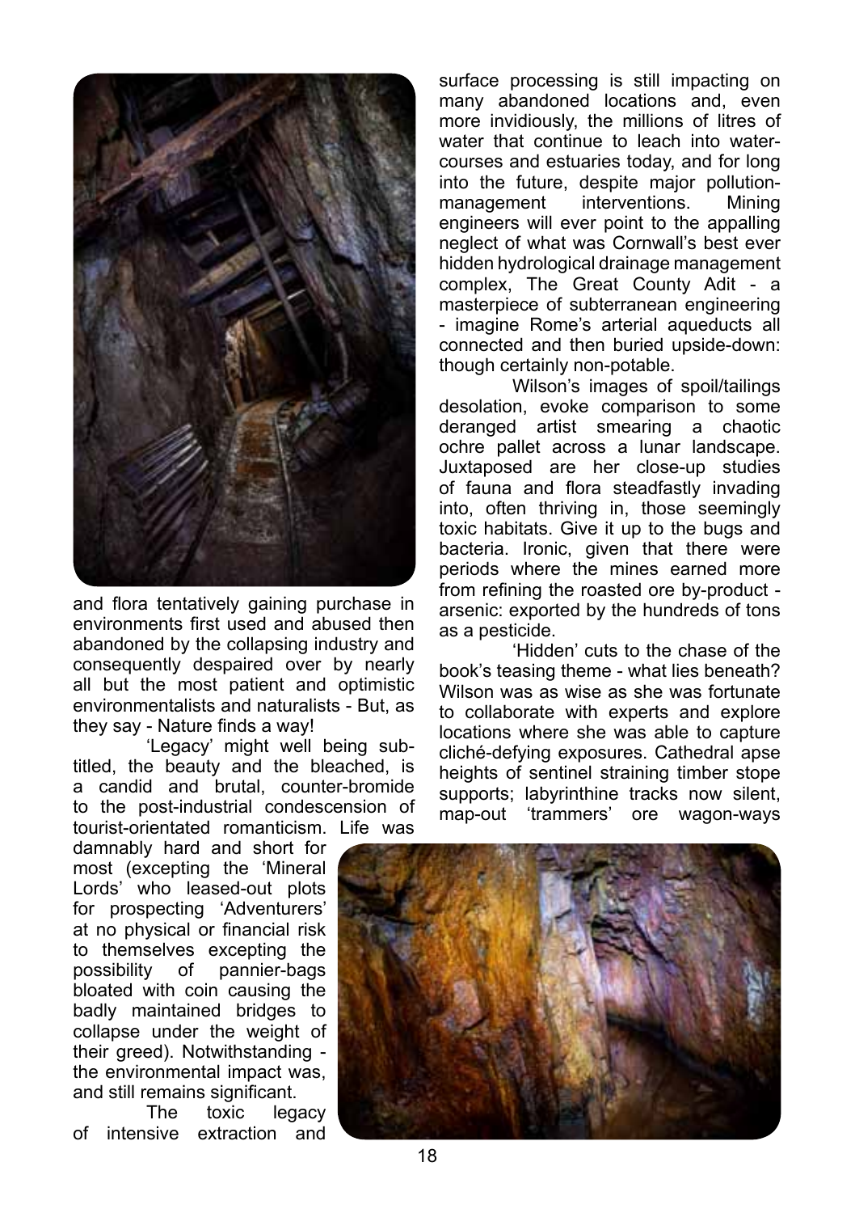and flora tentatively gaining purchase in environments first used and abused then abandoned by the collapsing industry and consequently despaired over by nearly all but the most patient and optimistic environmentalists and naturalists - But, as they say - Nature finds a way!

'Legacy' might well being sub-titled, the beauty and the bleached, is a candid and brutal, counter-bromide to the post-industrial condescension of tourist-orientated romanticism. Life was damnably hard and short for most (excepting the 'Mineral Lords' who leased-out plots for prospecting 'Adventurers' at no physical or financial risk to themselves excepting the possibility of pannier-bags bloated with coin causing the badly maintained bridges to collapse under the weight of their greed). Notwithstanding - the environmental impact was, and still remains significant.

The toxic legacy of intensive extraction and surface processing is still impacting on many abandoned locations and, even more invidiously, the millions of litres of water that continue to leach into water-courses and estuaries today, and for long into the future, despite major pollution-management interventions. Mining engineers will ever point to the appalling neglect of what was Cornwall's best ever hidden hydrological drainage management complex, The Great County Adit - a masterpiece of subterranean engineering - imagine Rome's arterial aqueducts all connected and then buried upside-down: though certainly non-potable.

Wilson's images of spoil/tailings desolation, evoke comparison to some deranged artist smearing a chaotic ochre pallet across a lunar landscape. Juxtaposed are her close-up studies of fauna and flora steadfastly invading into, often thriving in, those seemingly toxic habitats. Give it up to the bugs and bacteria. Ironic, given that there were periods where the mines earned more from refining the roasted ore by-product - arsenic: exported by the hundreds of tons as a pesticide.

'Hidden' cuts to the chase of the book's teasing theme - what lies beneath? Wilson was as wise as she was fortunate to collaborate with experts and explore locations where she was able to capture cliché-defying exposures. Cathedral apse heights of sentinel straining timber stope supports; labyrinthine tracks now silent, map-out 'trammers' ore wagon-ways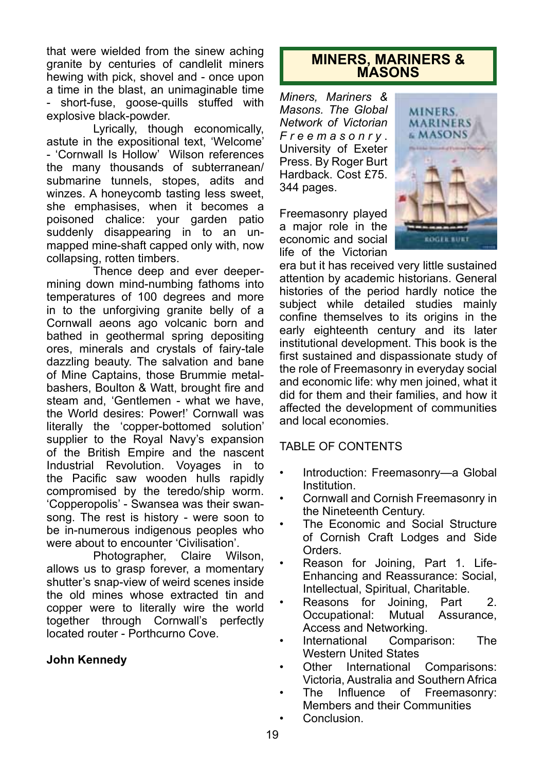that were wielded from the sinew aching granite by centuries of candlelit miners hewing with pick, shovel and - once upon a time in the blast, an unimaginable time - short-fuse, goose-quills stuffed with explosive black-powder.

Lyrically, though economically, astute in the expositional text, 'Welcome' - 'Cornwall Is Hollow' Wilson references the many thousands of subterranean/ submarine tunnels, stopes, adits and winzes. A honeycomb tasting less sweet, she emphasises, when it becomes a poisoned chalice: your garden patio suddenly disappearing in to an un-mapped mine-shaft capped only with, now collapsing, rotten timbers.

Thence deep and ever deeper-mining down mind-numbing fathoms into temperatures of 100 degrees and more in to the unforgiving granite belly of a Cornwall aeons ago volcanic born and bathed in geothermal spring depositing ores, minerals and crystals of fairy-tale dazzling beauty. The salvation and bane of Mine Captains, those Brummie metal-bashers, Boulton & Watt, brought fire and steam and, 'Gentlemen - what we have, the World desires: Power!' Cornwall was literally the 'copper-bottomed solution' supplier to the Royal Navy's expansion of the British Empire and the nascent Industrial Revolution. Voyages in to the Pacific saw wooden hulls rapidly compromised by the teredo/ship worm. 'Copperopolis' - Swansea was their swan-song. The rest is history - were soon to be in-numerous indigenous peoples who were about to encounter 'Civilisation'.

Photographer, Claire Wilson, allows us to grasp forever, a momentary shutter's snap-view of weird scenes inside the old mines whose extracted tin and copper were to literally wire the world together through Cornwall's perfectly located router - Porthcurno Cove.

**John Kennedy**

## MINERS, MARINERS & MASONS

*Miners, Mariners & Masons. The Global Network of Victorian Freemasonry*. University of Exeter Press. By Roger Burt Hardback. Cost £75. 344 pages.

Freemasonry played a major role in the economic and social life of the Victorian era but it has received very little sustained attention by academic historians. General histories of the period hardly notice the subject while detailed studies mainly confine themselves to its origins in the early eighteenth century and its later institutional development. This book is the first sustained and dispassionate study of the role of Freemasonry in everyday social and economic life: why men joined, what it did for them and their families, and how it affected the development of communities and local economies.

TABLE OF CONTENTS

- Introduction: Freemasonry—a Global Institution.
- Cornwall and Cornish Freemasonry in the Nineteenth Century.
- The Economic and Social Structure of Cornish Craft Lodges and Side Orders.
- Reason for Joining, Part 1. Life-Enhancing and Reassurance: Social, Intellectual, Spiritual, Charitable.
- Reasons for Joining, Part 2. Occupational: Mutual Assurance, Access and Networking.
- International Comparison: The Western United States
- Other International Comparisons: Victoria, Australia and Southern Africa
- The Influence of Freemasonry: Members and their Communities
- Conclusion.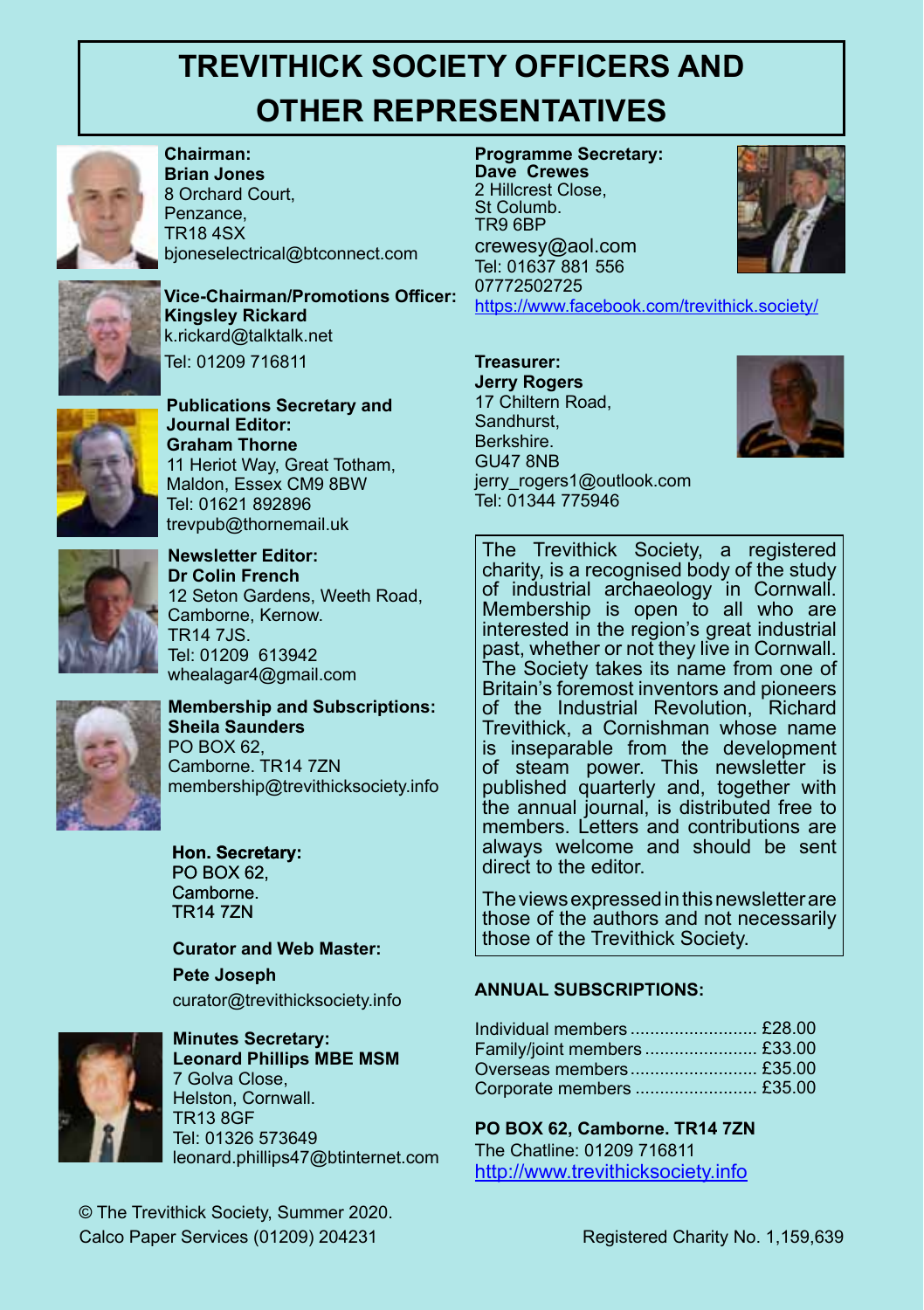# TREVITHICK SOCIETY OFFICERS AND OTHER REPRESENTATIVES

**Chairman:**
**Brian Jones**
8 Orchard Court,
Penzance,
TR18 4SX
bjoneselectrical@btconnect.com

**Vice-Chairman/Promotions Officer:**
**Kingsley Rickard**
k.rickard@talktalk.net
Tel: 01209 716811

**Publications Secretary and Journal Editor:**
**Graham Thorne**
11 Heriot Way, Great Totham,
Maldon, Essex CM9 8BW
Tel: 01621 892896
trevpub@thornemail.uk

**Newsletter Editor:**
**Dr Colin French**
12 Seton Gardens, Weeth Road,
Camborne, Kernow.
TR14 7JS.
Tel: 01209 613942
whealagar4@gmail.com

**Membership and Subscriptions:**
**Sheila Saunders**
PO BOX 62,
Camborne. TR14 7ZN
membership@trevithicksociety.info

**Hon. Secretary:**
PO BOX 62,
Camborne.
TR14 7ZN

**Curator and Web Master:**
**Pete Joseph**
curator@trevithicksociety.info

**Minutes Secretary:**
**Leonard Phillips MBE MSM**
7 Golva Close,
Helston, Cornwall.
TR13 8GF
Tel: 01326 573649
leonard.phillips47@btinternet.com

**Programme Secretary:**
**Dave Crewes**
2 Hillcrest Close,
St Columb.
TR9 6BP
crewesy@aol.com
Tel: 01637 881 556
07772502725
https://www.facebook.com/trevithick.society/

**Treasurer:**
**Jerry Rogers**
17 Chiltern Road,
Sandhurst,
Berkshire.
GU47 8NB
jerry_rogers1@outlook.com
Tel: 01344 775946

The Trevithick Society, a registered charity, is a recognised body of the study of industrial archaeology in Cornwall. Membership is open to all who are interested in the region's great industrial past, whether or not they live in Cornwall. The Society takes its name from one of Britain's foremost inventors and pioneers of the Industrial Revolution, Richard Trevithick, a Cornishman whose name is inseparable from the development of steam power. This newsletter is published quarterly and, together with the annual journal, is distributed free to members. Letters and contributions are always welcome and should be sent direct to the editor.

The views expressed in this newsletter are those of the authors and not necessarily those of the Trevithick Society.

**ANNUAL SUBSCRIPTIONS:**

| | |
|---|---|
| Individual members | £28.00 |
| Family/joint members | £33.00 |
| Overseas members | £35.00 |
| Corporate members | £35.00 |

**PO BOX 62, Camborne. TR14 7ZN**
The Chatline: 01209 716811
http://www.trevithicksociety.info

© The Trevithick Society, Summer 2020.
Calco Paper Services (01209) 204231

Registered Charity No. 1,159,639